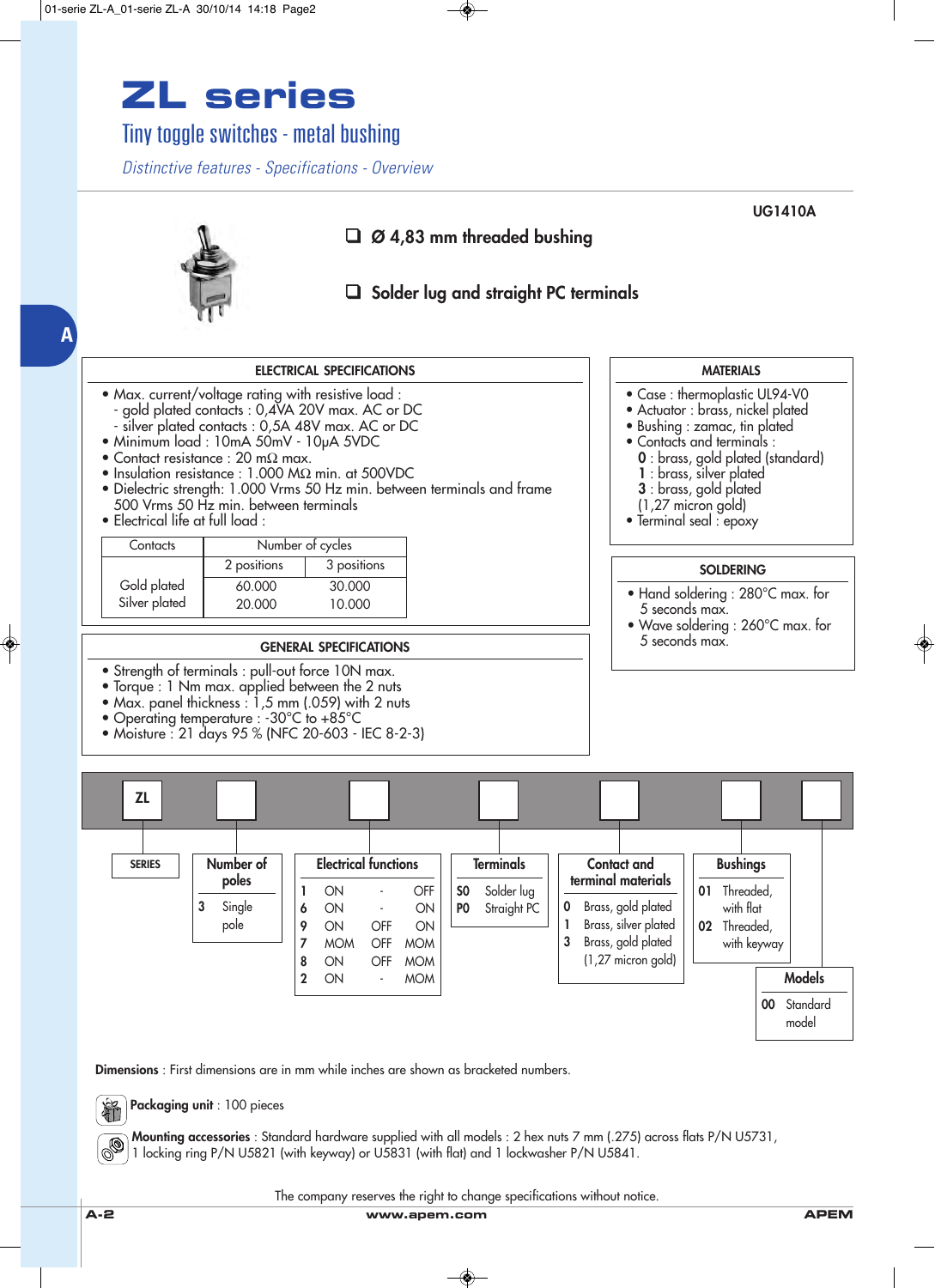# ZL series

## Tiny toggle switches - metal bushing

*Distinctive features - Specifications - Overview*

UG1410A

- ❑ Ø 4,83 mm threaded bushing
- ❑ Solder lug and straight PC terminals

### ELECTRICAL SPECIFICATIONS

- Max. current/voltage rating with resistive load :
  - gold plated contacts : 0,4VA 20V max. AC or DC
  - silver plated contacts : 0,5A 48V max. AC or DC
- Minimum load : 10mA 50mV - 10µA 5VDC
- Contact resistance : 20 mΩ max.
- Insulation resistance : 1.000 MΩ min. at 500VDC
- Dielectric strength: 1.000 Vrms 50 Hz min. between terminals and frame 500 Vrms 50 Hz min. between terminals
- Electrical life at full load :

| Contacts | Number of cycles | |
|---|---|---|
| | 2 positions | 3 positions |
| Gold plated | 60.000 | 30.000 |
| Silver plated | 20.000 | 10.000 |

### MATERIALS

- Case : thermoplastic UL94-V0
- Actuator : brass, nickel plated
- Bushing : zamac, tin plated
- Contacts and terminals :
  - **0** : brass, gold plated (standard)
  - **1** : brass, silver plated
  - **3** : brass, gold plated (1,27 micron gold)
- Terminal seal : epoxy

### SOLDERING

- Hand soldering : 280°C max. for 5 seconds max.
- Wave soldering : 260°C max. for 5 seconds max.

### GENERAL SPECIFICATIONS

- Strength of terminals : pull-out force 10N max.
- Torque : 1 Nm max. applied between the 2 nuts
- Max. panel thickness : 1,5 mm (.059) with 2 nuts
- Operating temperature : -30°C to +85°C
- Moisture : 21 days 95 % (NFC 20-603 - IEC 8-2-3)

### Ordering code: ZL ☐ ☐ ☐ ☐ ☐ ☐

**SERIES**: ZL

**Number of poles**

| Code | |
|---|---|
| 3 | Single pole |

**Electrical functions**

| Code | | | |
|---|---|---|---|
| 1 | ON | - | OFF |
| 6 | ON | - | ON |
| 9 | ON | OFF | ON |
| 7 | MOM | OFF | MOM |
| 8 | ON | OFF | MOM |
| 2 | ON | - | MOM |

**Terminals**

| Code | |
|---|---|
| S0 | Solder lug |
| P0 | Straight PC |

**Contact and terminal materials**

| Code | |
|---|---|
| 0 | Brass, gold plated |
| 1 | Brass, silver plated |
| 3 | Brass, gold plated (1,27 micron gold) |

**Bushings**

| Code | |
|---|---|
| 01 | Threaded, with flat |
| 02 | Threaded, with keyway |

**Models**

| Code | |
|---|---|
| 00 | Standard model |

**Dimensions** : First dimensions are in mm while inches are shown as bracketed numbers.

**Packaging unit** : 100 pieces

**Mounting accessories** : Standard hardware supplied with all models : 2 hex nuts 7 mm (.275) across flats P/N U5731, 1 locking ring P/N U5821 (with keyway) or U5831 (with flat) and 1 lockwasher P/N U5841.

The company reserves the right to change specifications without notice.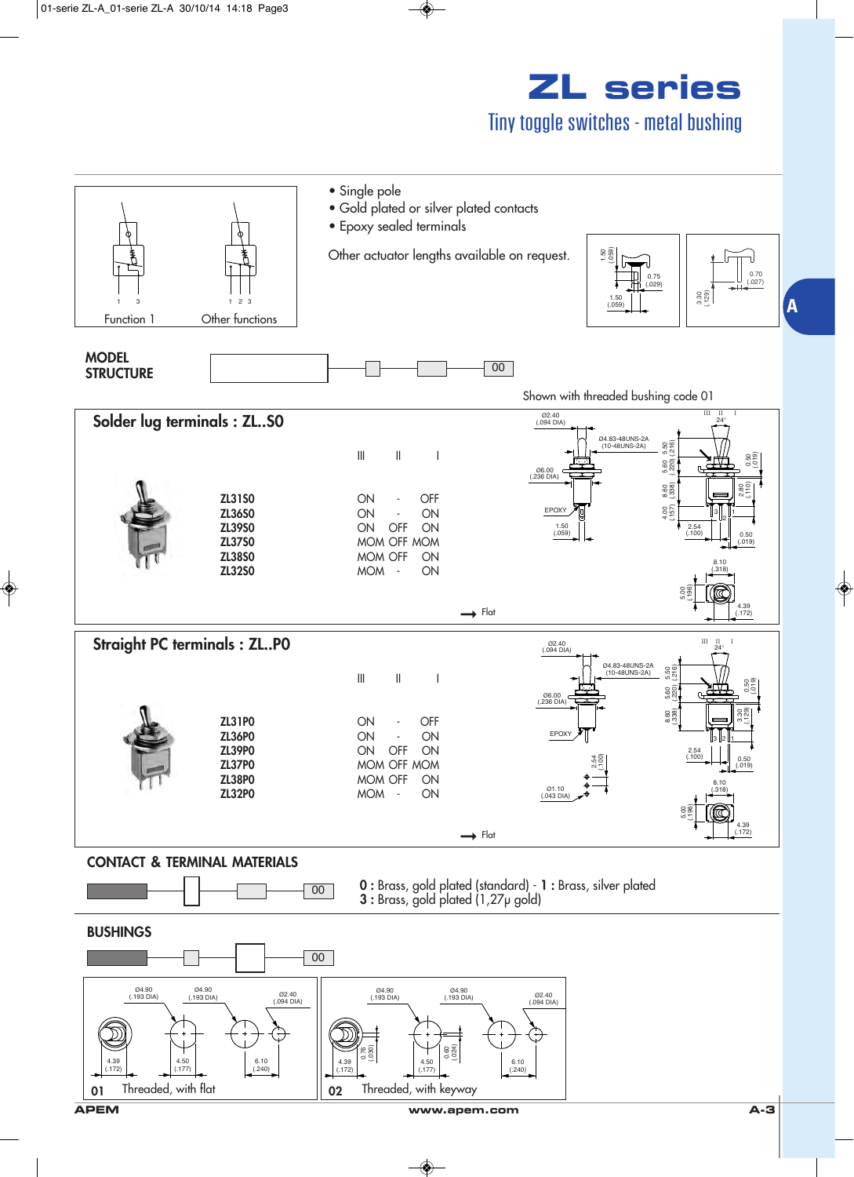# ZL series

## Tiny toggle switches - metal bushing

Function 1 &nbsp;&nbsp;&nbsp; Other functions

- Single pole
- Gold plated or silver plated contacts
- Epoxy sealed terminals

Other actuator lengths available on request.

**MODEL STRUCTURE**

Shown with threaded bushing code 01

## Solder lug terminals : ZL..S0

| | III | II | I |
|---|---|---|---|
| ZL31S0 | ON | - | OFF |
| ZL36S0 | ON | - | ON |
| ZL39S0 | ON | OFF | ON |
| ZL37S0 | MOM | OFF | MOM |
| ZL38S0 | MOM | OFF | ON |
| ZL32S0 | MOM | - | ON |

Flat

## Straight PC terminals : ZL..P0

| | III | II | I |
|---|---|---|---|
| ZL31P0 | ON | - | OFF |
| ZL36P0 | ON | - | ON |
| ZL39P0 | ON | OFF | ON |
| ZL37P0 | MOM | OFF | MOM |
| ZL38P0 | MOM | OFF | ON |
| ZL32P0 | MOM | - | ON |

Flat

## CONTACT & TERMINAL MATERIALS

**0 :** Brass, gold plated (standard) - **1 :** Brass, silver plated
**3 :** Brass, gold plated (1,27μ gold)

## BUSHINGS

**01** Threaded, with flat

**02** Threaded, with keyway